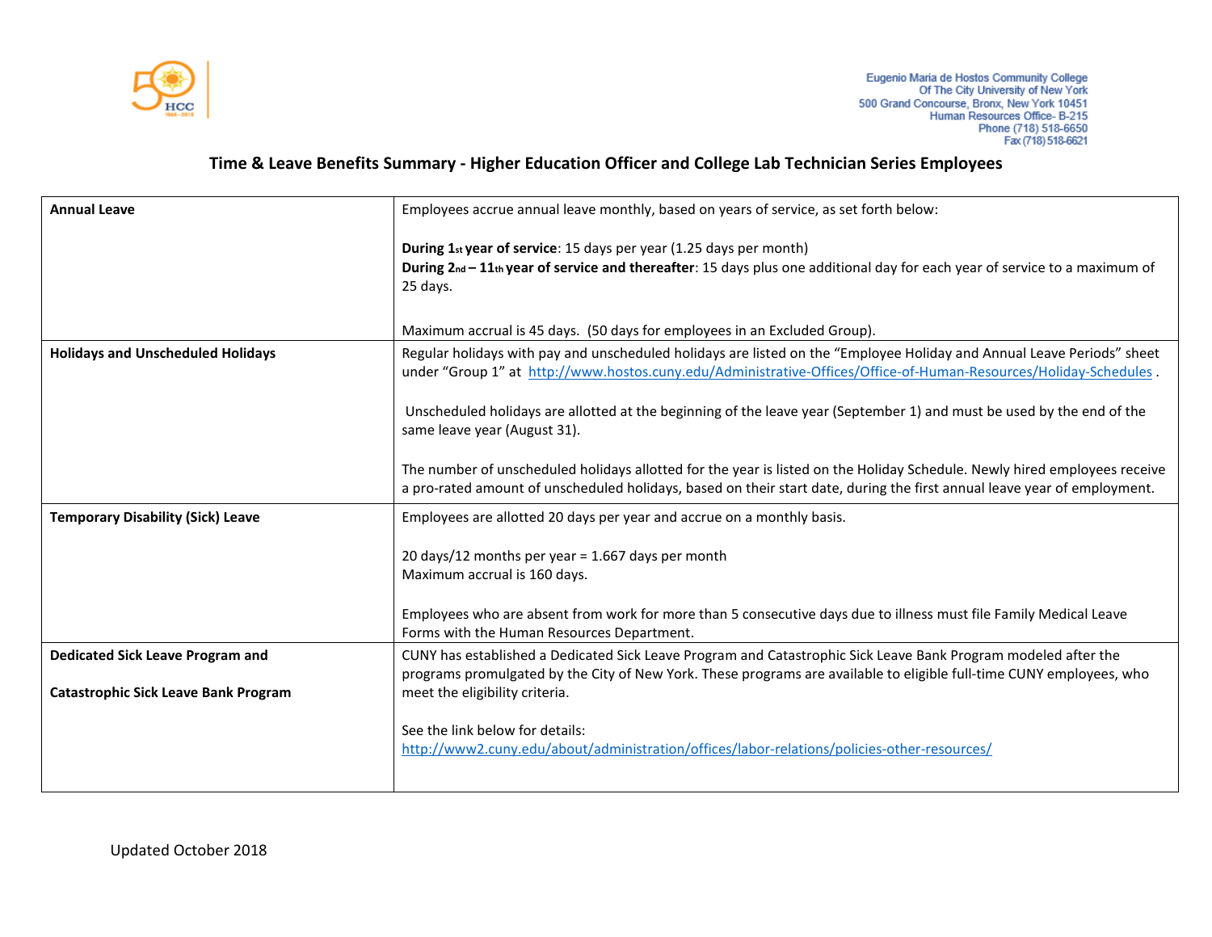Eugenio Maria de Hostos Community College
Of The City University of New York
500 Grand Concourse, Bronx, New York 10451
Human Resources Office- B-215
Phone (718) 518-6650
Fax (718) 518-6621

## Time & Leave Benefits Summary - Higher Education Officer and College Lab Technician Series Employees

| | |
|---|---|
| **Annual Leave** | Employees accrue annual leave monthly, based on years of service, as set forth below:<br><br>**During 1st year of service**: 15 days per year (1.25 days per month)<br>**During 2nd – 11th year of service and thereafter**: 15 days plus one additional day for each year of service to a maximum of 25 days.<br><br>Maximum accrual is 45 days. (50 days for employees in an Excluded Group). |
| **Holidays and Unscheduled Holidays** | Regular holidays with pay and unscheduled holidays are listed on the "Employee Holiday and Annual Leave Periods" sheet under "Group 1" at http://www.hostos.cuny.edu/Administrative-Offices/Office-of-Human-Resources/Holiday-Schedules .<br><br>Unscheduled holidays are allotted at the beginning of the leave year (September 1) and must be used by the end of the same leave year (August 31).<br><br>The number of unscheduled holidays allotted for the year is listed on the Holiday Schedule. Newly hired employees receive a pro-rated amount of unscheduled holidays, based on their start date, during the first annual leave year of employment. |
| **Temporary Disability (Sick) Leave** | Employees are allotted 20 days per year and accrue on a monthly basis.<br><br>20 days/12 months per year = 1.667 days per month<br>Maximum accrual is 160 days.<br><br>Employees who are absent from work for more than 5 consecutive days due to illness must file Family Medical Leave Forms with the Human Resources Department. |
| **Dedicated Sick Leave Program and**<br><br>**Catastrophic Sick Leave Bank Program** | CUNY has established a Dedicated Sick Leave Program and Catastrophic Sick Leave Bank Program modeled after the programs promulgated by the City of New York. These programs are available to eligible full-time CUNY employees, who meet the eligibility criteria.<br><br>See the link below for details:<br>http://www2.cuny.edu/about/administration/offices/labor-relations/policies-other-resources/ |

Updated October 2018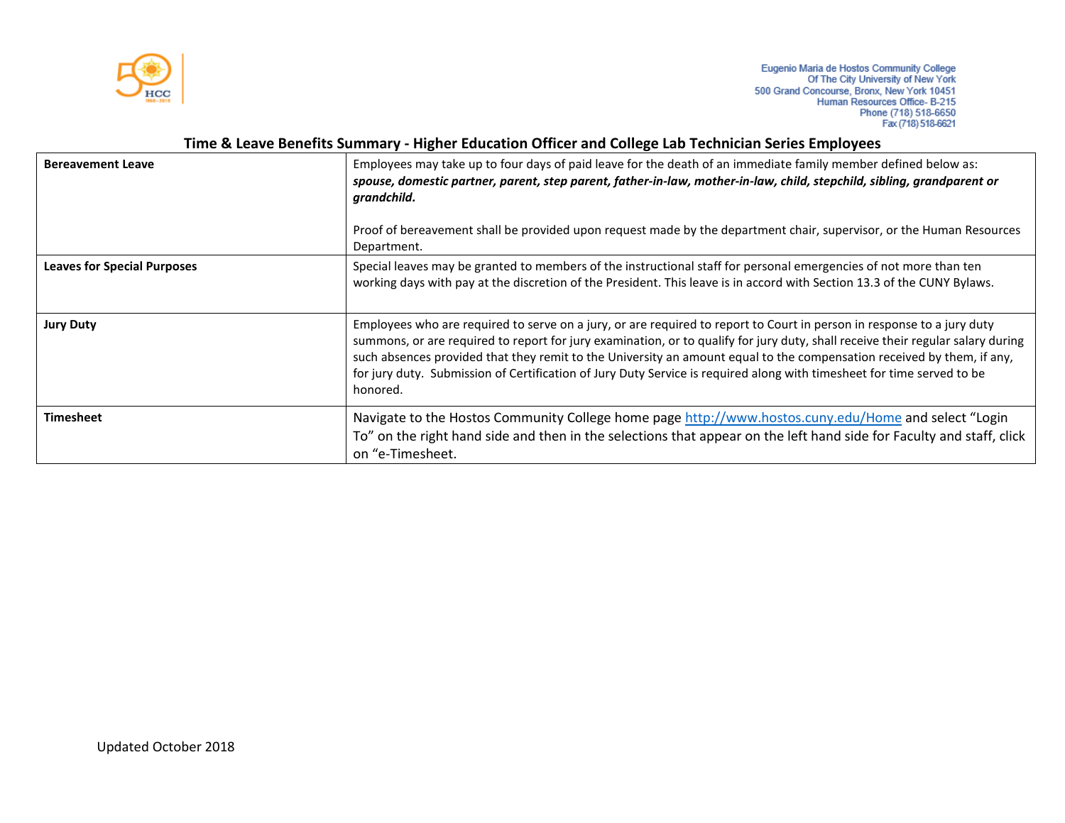Eugenio Maria de Hostos Community College
Of The City University of New York
500 Grand Concourse, Bronx, New York 10451
Human Resources Office- B-215
Phone (718) 518-6650
Fax (718) 518-6621

## Time & Leave Benefits Summary - Higher Education Officer and College Lab Technician Series Employees

| | |
|---|---|
| **Bereavement Leave** | Employees may take up to four days of paid leave for the death of an immediate family member defined below as: ***spouse, domestic partner, parent, step parent, father-in-law, mother-in-law, child, stepchild, sibling, grandparent or grandchild.*** <br><br> Proof of bereavement shall be provided upon request made by the department chair, supervisor, or the Human Resources Department. |
| **Leaves for Special Purposes** | Special leaves may be granted to members of the instructional staff for personal emergencies of not more than ten working days with pay at the discretion of the President. This leave is in accord with Section 13.3 of the CUNY Bylaws. |
| **Jury Duty** | Employees who are required to serve on a jury, or are required to report to Court in person in response to a jury duty summons, or are required to report for jury examination, or to qualify for jury duty, shall receive their regular salary during such absences provided that they remit to the University an amount equal to the compensation received by them, if any, for jury duty. Submission of Certification of Jury Duty Service is required along with timesheet for time served to be honored. |
| **Timesheet** | Navigate to the Hostos Community College home page http://www.hostos.cuny.edu/Home and select "Login To" on the right hand side and then in the selections that appear on the left hand side for Faculty and staff, click on "e-Timesheet. |

Updated October 2018